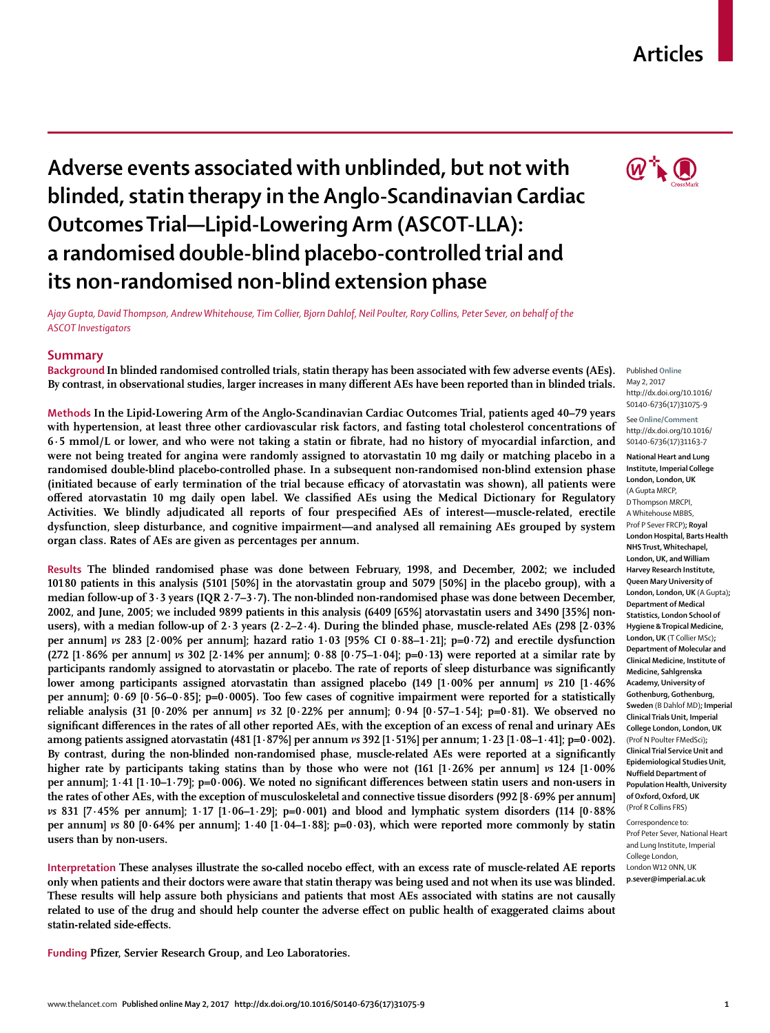Articles

# Adverse events associated with unblinded, but not with blinded, statin therapy in the Anglo-Scandinavian Cardiac Outcomes Trial—Lipid-Lowering Arm (ASCOT-LLA): a randomised double-blind placebo-controlled trial and its non-randomised non-blind extension phase

*Ajay Gupta, David Thompson, Andrew Whitehouse, Tim Collier, Bjorn Dahlof, Neil Poulter, Rory Collins, Peter Sever, on behalf of the ASCOT Investigators*

## Summary

**Background** In blinded randomised controlled trials, statin therapy has been associated with few adverse events (AEs). By contrast, in observational studies, larger increases in many different AEs have been reported than in blinded trials.

**Methods** In the Lipid-Lowering Arm of the Anglo-Scandinavian Cardiac Outcomes Trial, patients aged 40–79 years with hypertension, at least three other cardiovascular risk factors, and fasting total cholesterol concentrations of 6·5 mmol/L or lower, and who were not taking a statin or fibrate, had no history of myocardial infarction, and were not being treated for angina were randomly assigned to atorvastatin 10 mg daily or matching placebo in a randomised double-blind placebo-controlled phase. In a subsequent non-randomised non-blind extension phase (initiated because of early termination of the trial because efficacy of atorvastatin was shown), all patients were offered atorvastatin 10 mg daily open label. We classified AEs using the Medical Dictionary for Regulatory Activities. We blindly adjudicated all reports of four prespecified AEs of interest—muscle-related, erectile dysfunction, sleep disturbance, and cognitive impairment—and analysed all remaining AEs grouped by system organ class. Rates of AEs are given as percentages per annum.

**Results** The blinded randomised phase was done between February, 1998, and December, 2002; we included 10 180 patients in this analysis (5101 [50%] in the atorvastatin group and 5079 [50%] in the placebo group), with a median follow-up of 3·3 years (IQR 2·7–3·7). The non-blinded non-randomised phase was done between December, 2002, and June, 2005; we included 9899 patients in this analysis (6409 [65%] atorvastatin users and 3490 [35%] non-users), with a median follow-up of 2·3 years (2·2–2·4). During the blinded phase, muscle-related AEs (298 [2·03% per annum] *vs* 283 [2·00% per annum]; hazard ratio 1·03 [95% CI 0·88–1·21]; p=0·72) and erectile dysfunction (272 [1·86% per annum] *vs* 302 [2·14% per annum]; 0·88 [0·75–1·04]; p=0·13) were reported at a similar rate by participants randomly assigned to atorvastatin or placebo. The rate of reports of sleep disturbance was significantly lower among participants assigned atorvastatin than assigned placebo (149 [1·00% per annum] *vs* 210 [1·46% per annum]; 0·69 [0·56–0·85]; p=0·0005). Too few cases of cognitive impairment were reported for a statistically reliable analysis (31 [0·20% per annum] *vs* 32 [0·22% per annum]; 0·94 [0·57–1·54]; p=0·81). We observed no significant differences in the rates of all other reported AEs, with the exception of an excess of renal and urinary AEs among patients assigned atorvastatin (481 [1·87%] per annum *vs* 392 [1·51%] per annum; 1·23 [1·08–1·41]; p=0·002). By contrast, during the non-blinded non-randomised phase, muscle-related AEs were reported at a significantly higher rate by participants taking statins than by those who were not (161 [1·26% per annum] *vs* 124 [1·00% per annum]; 1·41 [1·10–1·79]; p=0·006). We noted no significant differences between statin users and non-users in the rates of other AEs, with the exception of musculoskeletal and connective tissue disorders (992 [8·69% per annum] *vs* 831 [7·45% per annum]; 1·17 [1·06–1·29]; p=0·001) and blood and lymphatic system disorders (114 [0·88% per annum] *vs* 80 [0·64% per annum]; 1·40 [1·04–1·88]; p=0·03), which were reported more commonly by statin users than by non-users.

**Interpretation** These analyses illustrate the so-called nocebo effect, with an excess rate of muscle-related AE reports only when patients and their doctors were aware that statin therapy was being used and not when its use was blinded. These results will help assure both physicians and patients that most AEs associated with statins are not causally related to use of the drug and should help counter the adverse effect on public health of exaggerated claims about statin-related side-effects.

**Funding** Pfizer, Servier Research Group, and Leo Laboratories.

Published Online May 2, 2017 http://dx.doi.org/10.1016/S0140-6736(17)31075-9

See Online/Comment http://dx.doi.org/10.1016/S0140-6736(17)31163-7

National Heart and Lung Institute, Imperial College London, London, UK (A Gupta MRCP, D Thompson MRCPI, A Whitehouse MBBS, Prof P Sever FRCP); Royal London Hospital, Barts Health NHS Trust, Whitechapel, London, UK, and William Harvey Research Institute, Queen Mary University of London, London, UK (A Gupta); Department of Medical Statistics, London School of Hygiene & Tropical Medicine, London, UK (T Collier MSc); Department of Molecular and Clinical Medicine, Institute of Medicine, Sahlgrenska Academy, University of Gothenburg, Gothenburg, Sweden (B Dahlof MD); Imperial Clinical Trials Unit, Imperial College London, London, UK (Prof N Poulter FMedSci); Clinical Trial Service Unit and Epidemiological Studies Unit, Nuffield Department of Population Health, University of Oxford, Oxford, UK (Prof R Collins FRS)

Correspondence to: Prof Peter Sever, National Heart and Lung Institute, Imperial College London, London W12 0NN, UK p.sever@imperial.ac.uk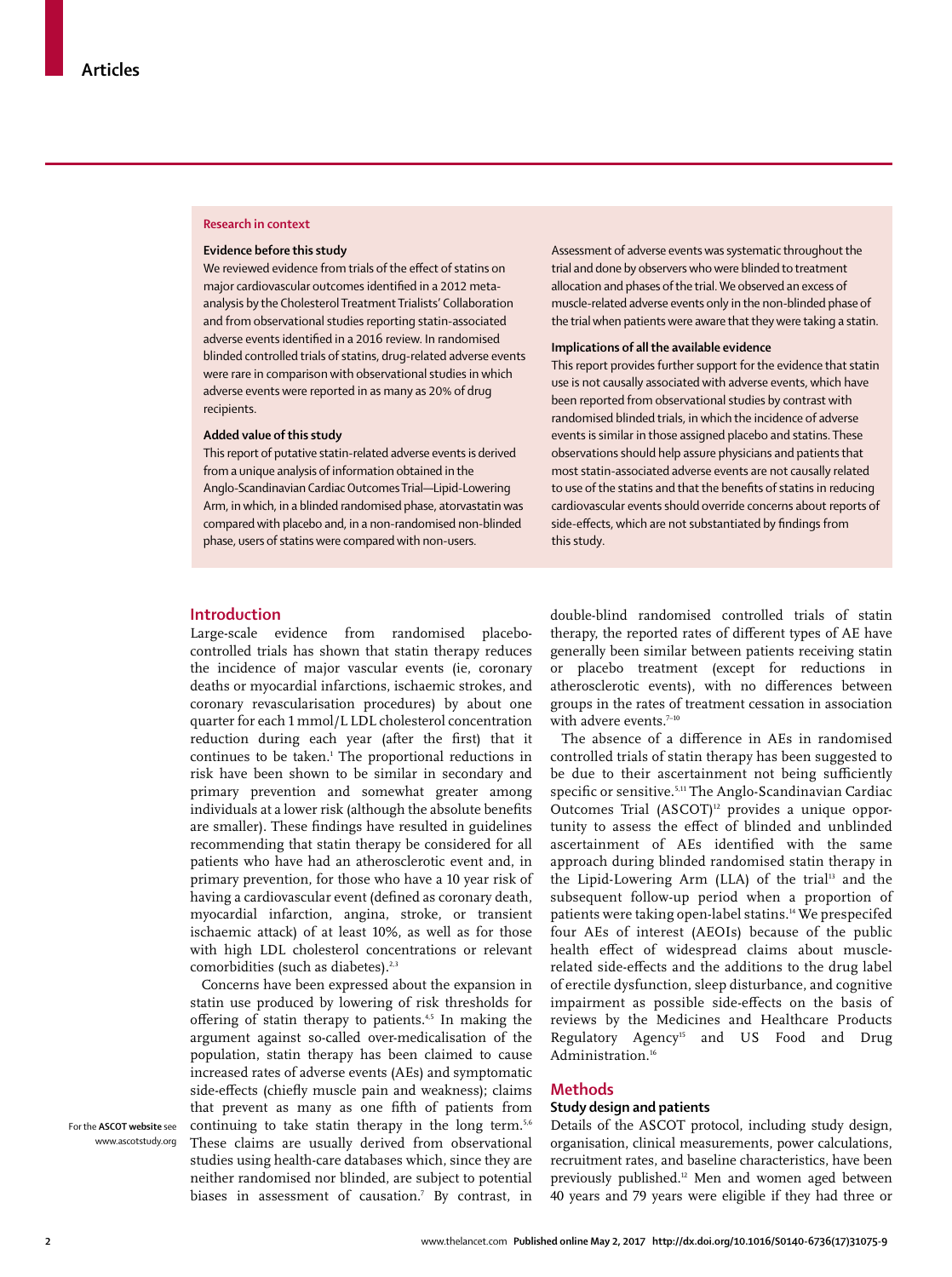## Research in context

**Evidence before this study**

We reviewed evidence from trials of the effect of statins on major cardiovascular outcomes identified in a 2012 meta-analysis by the Cholesterol Treatment Trialists' Collaboration and from observational studies reporting statin-associated adverse events identified in a 2016 review. In randomised blinded controlled trials of statins, drug-related adverse events were rare in comparison with observational studies in which adverse events were reported in as many as 20% of drug recipients.

**Added value of this study**

This report of putative statin-related adverse events is derived from a unique analysis of information obtained in the Anglo-Scandinavian Cardiac Outcomes Trial—Lipid-Lowering Arm, in which, in a blinded randomised phase, atorvastatin was compared with placebo and, in a non-randomised non-blinded phase, users of statins were compared with non-users.

Assessment of adverse events was systematic throughout the trial and done by observers who were blinded to treatment allocation and phases of the trial. We observed an excess of muscle-related adverse events only in the non-blinded phase of the trial when patients were aware that they were taking a statin.

**Implications of all the available evidence**

This report provides further support for the evidence that statin use is not causally associated with adverse events, which have been reported from observational studies by contrast with randomised blinded trials, in which the incidence of adverse events is similar in those assigned placebo and statins. These observations should help assure physicians and patients that most statin-associated adverse events are not causally related to use of the statins and that the benefits of statins in reducing cardiovascular events should override concerns about reports of side-effects, which are not substantiated by findings from this study.

## Introduction

Large-scale evidence from randomised placebo-controlled trials has shown that statin therapy reduces the incidence of major vascular events (ie, coronary deaths or myocardial infarctions, ischaemic strokes, and coronary revascularisation procedures) by about one quarter for each 1 mmol/L LDL cholesterol concentration reduction during each year (after the first) that it continues to be taken.[1] The proportional reductions in risk have been shown to be similar in secondary and primary prevention and somewhat greater among individuals at a lower risk (although the absolute benefits are smaller). These findings have resulted in guidelines recommending that statin therapy be considered for all patients who have had an atherosclerotic event and, in primary prevention, for those who have a 10 year risk of having a cardiovascular event (defined as coronary death, myocardial infarction, angina, stroke, or transient ischaemic attack) of at least 10%, as well as for those with high LDL cholesterol concentrations or relevant comorbidities (such as diabetes).[2,3]

Concerns have been expressed about the expansion in statin use produced by lowering of risk thresholds for offering of statin therapy to patients.[4,5] In making the argument against so-called over-medicalisation of the population, statin therapy has been claimed to cause increased rates of adverse events (AEs) and symptomatic side-effects (chiefly muscle pain and weakness); claims that prevent as many as one fifth of patients from continuing to take statin therapy in the long term.[5,6] These claims are usually derived from observational studies using health-care databases which, since they are neither randomised nor blinded, are subject to potential biases in assessment of causation.[7] By contrast, in double-blind randomised controlled trials of statin therapy, the reported rates of different types of AE have generally been similar between patients receiving statin or placebo treatment (except for reductions in atherosclerotic events), with no differences between groups in the rates of treatment cessation in association with advere events.[7–10]

For the **ASCOT website** see www.ascotstudy.org

The absence of a difference in AEs in randomised controlled trials of statin therapy has been suggested to be due to their ascertainment not being sufficiently specific or sensitive.[5,11] The Anglo-Scandinavian Cardiac Outcomes Trial (ASCOT)[12] provides a unique opportunity to assess the effect of blinded and unblinded ascertainment of AEs identified with the same approach during blinded randomised statin therapy in the Lipid-Lowering Arm (LLA) of the trial[13] and the subsequent follow-up period when a proportion of patients were taking open-label statins.[14] We prespecifed four AEs of interest (AEOIs) because of the public health effect of widespread claims about muscle-related side-effects and the additions to the drug label of erectile dysfunction, sleep disturbance, and cognitive impairment as possible side-effects on the basis of reviews by the Medicines and Healthcare Products Regulatory Agency[15] and US Food and Drug Administration.[16]

## Methods

### Study design and patients

Details of the ASCOT protocol, including study design, organisation, clinical measurements, power calculations, recruitment rates, and baseline characteristics, have been previously published.[12] Men and women aged between 40 years and 79 years were eligible if they had three or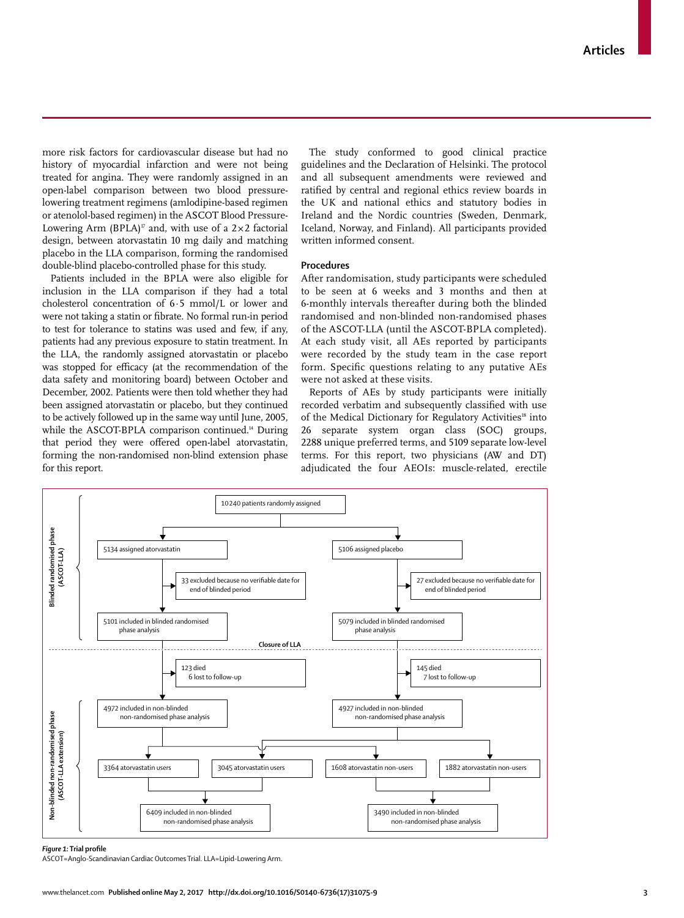more risk factors for cardiovascular disease but had no history of myocardial infarction and were not being treated for angina. They were randomly assigned in an open-label comparison between two blood pressure-lowering treatment regimens (amlodipine-based regimen or atenolol-based regimen) in the ASCOT Blood Pressure-Lowering Arm (BPLA)[17] and, with use of a 2×2 factorial design, between atorvastatin 10 mg daily and matching placebo in the LLA comparison, forming the randomised double-blind placebo-controlled phase for this study.

Patients included in the BPLA were also eligible for inclusion in the LLA comparison if they had a total cholesterol concentration of 6·5 mmol/L or lower and were not taking a statin or fibrate. No formal run-in period to test for tolerance to statins was used and few, if any, patients had any previous exposure to statin treatment. In the LLA, the randomly assigned atorvastatin or placebo was stopped for efficacy (at the recommendation of the data safety and monitoring board) between October and December, 2002. Patients were then told whether they had been assigned atorvastatin or placebo, but they continued to be actively followed up in the same way until June, 2005, while the ASCOT-BPLA comparison continued.[14] During that period they were offered open-label atorvastatin, forming the non-randomised non-blind extension phase for this report.

The study conformed to good clinical practice guidelines and the Declaration of Helsinki. The protocol and all subsequent amendments were reviewed and ratified by central and regional ethics review boards in the UK and national ethics and statutory bodies in Ireland and the Nordic countries (Sweden, Denmark, Iceland, Norway, and Finland). All participants provided written informed consent.

## Procedures

After randomisation, study participants were scheduled to be seen at 6 weeks and 3 months and then at 6-monthly intervals thereafter during both the blinded randomised and non-blinded non-randomised phases of the ASCOT-LLA (until the ASCOT-BPLA completed). At each study visit, all AEs reported by participants were recorded by the study team in the case report form. Specific questions relating to any putative AEs were not asked at these visits.

Reports of AEs by study participants were initially recorded verbatim and subsequently classified with use of the Medical Dictionary for Regulatory Activities[18] into 26 separate system organ class (SOC) groups, 2288 unique preferred terms, and 5109 separate low-level terms. For this report, two physicians (AW and DT) adjudicated the four AEOIs: muscle-related, erectile

Blinded randomised phase (ASCOT-LLA)

10 240 patients randomly assigned

5134 assigned atorvastatin

5106 assigned placebo

33 excluded because no verifiable date for end of blinded period

27 excluded because no verifiable date for end of blinded period

5101 included in blinded randomised phase analysis

5079 included in blinded randomised phase analysis

Closure of LLA

123 died
6 lost to follow-up

145 died
7 lost to follow-up

Non-blinded non-randomised phase (ASCOT-LLA extension)

4972 included in non-blinded non-randomised phase analysis

4927 included in non-blinded non-randomised phase analysis

3364 atorvastatin users

3045 atorvastatin users

1608 atorvastatin non-users

1882 atorvastatin non-users

6409 included in non-blinded non-randomised phase analysis

3490 included in non-blinded non-randomised phase analysis

***Figure 1:*** **Trial profile**
ASCOT=Anglo-Scandinavian Cardiac Outcomes Trial. LLA=Lipid-Lowering Arm.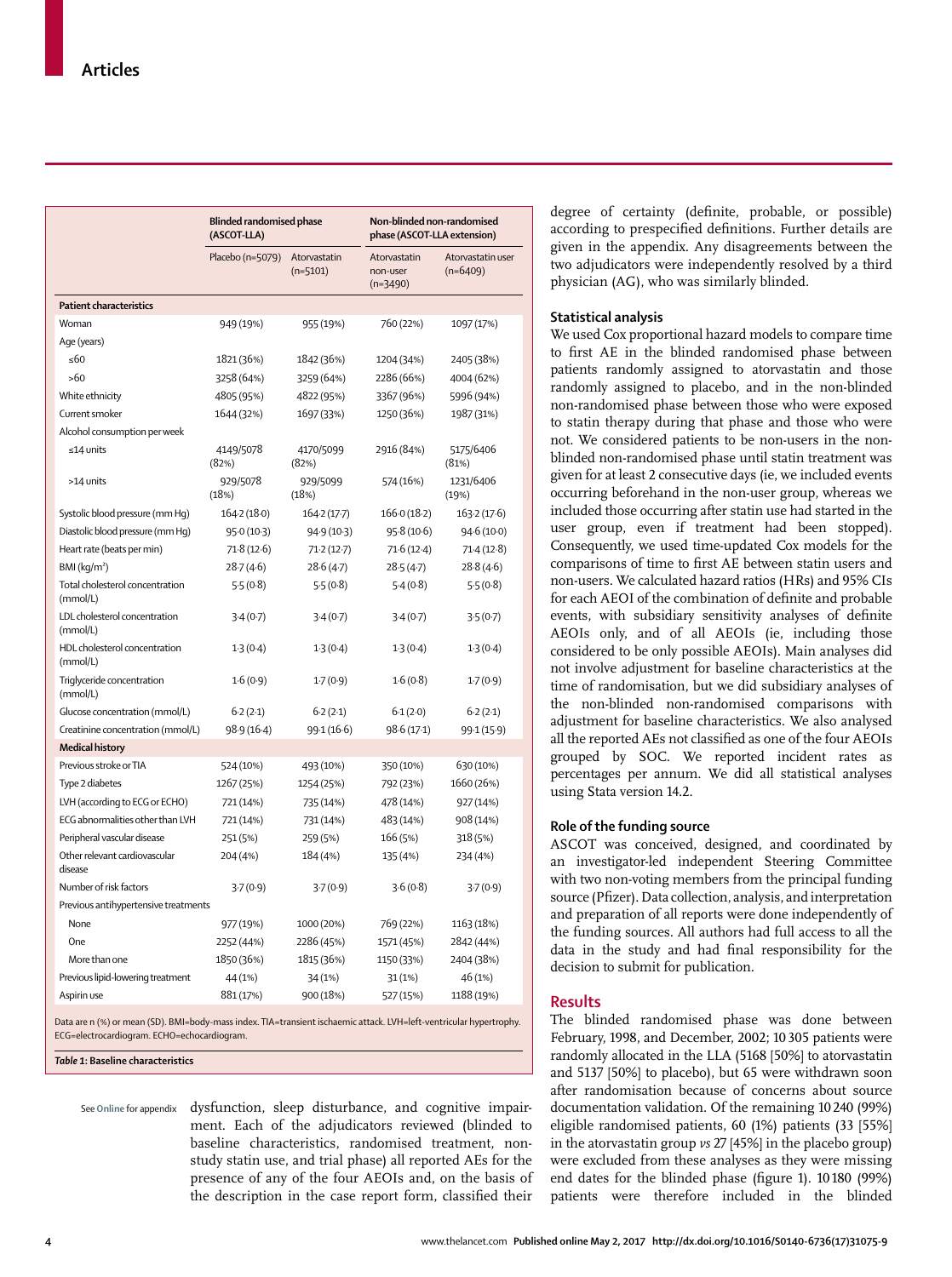| | Blinded randomised phase (ASCOT-LLA) | | Non-blinded non-randomised phase (ASCOT-LLA extension) | |
|---|---|---|---|---|
| | Placebo (n=5079) | Atorvastatin (n=5101) | Atorvastatin non-user (n=3490) | Atorvastatin user (n=6409) |
| **Patient characteristics** | | | | |
| Woman | 949 (19%) | 955 (19%) | 760 (22%) | 1097 (17%) |
| Age (years) | | | | |
| ≤60 | 1821 (36%) | 1842 (36%) | 1204 (34%) | 2405 (38%) |
| >60 | 3258 (64%) | 3259 (64%) | 2286 (66%) | 4004 (62%) |
| White ethnicity | 4805 (95%) | 4822 (95%) | 3367 (96%) | 5996 (94%) |
| Current smoker | 1644 (32%) | 1697 (33%) | 1250 (36%) | 1987 (31%) |
| Alcohol consumption per week | | | | |
| ≤14 units | 4149/5078 (82%) | 4170/5099 (82%) | 2916 (84%) | 5175/6406 (81%) |
| >14 units | 929/5078 (18%) | 929/5099 (18%) | 574 (16%) | 1231/6406 (19%) |
| Systolic blood pressure (mm Hg) | 164·2 (18·0) | 164·2 (17·7) | 166·0 (18·2) | 163·2 (17·6) |
| Diastolic blood pressure (mm Hg) | 95·0 (10·3) | 94·9 (10·3) | 95·8 (10·6) | 94·6 (10·0) |
| Heart rate (beats per min) | 71·8 (12·6) | 71·2 (12·7) | 71·6 (12·4) | 71·4 (12·8) |
| BMI (kg/m²) | 28·7 (4·6) | 28·6 (4·7) | 28·5 (4·7) | 28·8 (4·6) |
| Total cholesterol concentration (mmol/L) | 5·5 (0·8) | 5·5 (0·8) | 5·4 (0·8) | 5·5 (0·8) |
| LDL cholesterol concentration (mmol/L) | 3·4 (0·7) | 3·4 (0·7) | 3·4 (0·7) | 3·5 (0·7) |
| HDL cholesterol concentration (mmol/L) | 1·3 (0·4) | 1·3 (0·4) | 1·3 (0·4) | 1·3 (0·4) |
| Triglyceride concentration (mmol/L) | 1·6 (0·9) | 1·7 (0·9) | 1·6 (0·8) | 1·7 (0·9) |
| Glucose concentration (mmol/L) | 6·2 (2·1) | 6·2 (2·1) | 6·1 (2·0) | 6·2 (2·1) |
| Creatinine concentration (mmol/L) | 98·9 (16·4) | 99·1 (16·6) | 98·6 (17·1) | 99·1 (15·9) |
| **Medical history** | | | | |
| Previous stroke or TIA | 524 (10%) | 493 (10%) | 350 (10%) | 630 (10%) |
| Type 2 diabetes | 1267 (25%) | 1254 (25%) | 792 (23%) | 1660 (26%) |
| LVH (according to ECG or ECHO) | 721 (14%) | 735 (14%) | 478 (14%) | 927 (14%) |
| ECG abnormalities other than LVH | 721 (14%) | 731 (14%) | 483 (14%) | 908 (14%) |
| Peripheral vascular disease | 251 (5%) | 259 (5%) | 166 (5%) | 318 (5%) |
| Other relevant cardiovascular disease | 204 (4%) | 184 (4%) | 135 (4%) | 234 (4%) |
| Number of risk factors | 3·7 (0·9) | 3·7 (0·9) | 3·6 (0·8) | 3·7 (0·9) |
| Previous antihypertensive treatments | | | | |
| None | 977 (19%) | 1000 (20%) | 769 (22%) | 1163 (18%) |
| One | 2252 (44%) | 2286 (45%) | 1571 (45%) | 2842 (44%) |
| More than one | 1850 (36%) | 1815 (36%) | 1150 (33%) | 2404 (38%) |
| Previous lipid-lowering treatment | 44 (1%) | 34 (1%) | 31 (1%) | 46 (1%) |
| Aspirin use | 881 (17%) | 900 (18%) | 527 (15%) | 1188 (19%) |

Data are n (%) or mean (SD). BMI=body-mass index. TIA=transient ischaemic attack. LVH=left-ventricular hypertrophy. ECG=electrocardiogram. ECHO=echocardiogram.

*Table 1*: **Baseline characteristics**

See Online for appendix

dysfunction, sleep disturbance, and cognitive impairment. Each of the adjudicators reviewed (blinded to baseline characteristics, randomised treatment, non-study statin use, and trial phase) all reported AEs for the presence of any of the four AEOIs and, on the basis of the description in the case report form, classified their degree of certainty (definite, probable, or possible) according to prespecified definitions. Further details are given in the appendix. Any disagreements between the two adjudicators were independently resolved by a third physician (AG), who was similarly blinded.

### Statistical analysis

We used Cox proportional hazard models to compare time to first AE in the blinded randomised phase between patients randomly assigned to atorvastatin and those randomly assigned to placebo, and in the non-blinded non-randomised phase between those who were exposed to statin therapy during that phase and those who were not. We considered patients to be non-users in the non-blinded non-randomised phase until statin treatment was given for at least 2 consecutive days (ie, we included events occurring beforehand in the non-user group, whereas we included those occurring after statin use had started in the user group, even if treatment had been stopped). Consequently, we used time-updated Cox models for the comparisons of time to first AE between statin users and non-users. We calculated hazard ratios (HRs) and 95% CIs for each AEOI of the combination of definite and probable events, with subsidiary sensitivity analyses of definite AEOIs only, and of all AEOIs (ie, including those considered to be only possible AEOIs). Main analyses did not involve adjustment for baseline characteristics at the time of randomisation, but we did subsidiary analyses of the non-blinded non-randomised comparisons with adjustment for baseline characteristics. We also analysed all the reported AEs not classified as one of the four AEOIs grouped by SOC. We reported incident rates as percentages per annum. We did all statistical analyses using Stata version 14.2.

### Role of the funding source

ASCOT was conceived, designed, and coordinated by an investigator-led independent Steering Committee with two non-voting members from the principal funding source (Pfizer). Data collection, analysis, and interpretation and preparation of all reports were done independently of the funding sources. All authors had full access to all the data in the study and had final responsibility for the decision to submit for publication.

## Results

The blinded randomised phase was done between February, 1998, and December, 2002; 10 305 patients were randomly allocated in the LLA (5168 [50%] to atorvastatin and 5137 [50%] to placebo), but 65 were withdrawn soon after randomisation because of concerns about source documentation validation. Of the remaining 10 240 (99%) eligible randomised patients, 60 (1%) patients (33 [55%] in the atorvastatin group *vs* 27 [45%] in the placebo group) were excluded from these analyses as they were missing end dates for the blinded phase (figure 1). 10 180 (99%) patients were therefore included in the blinded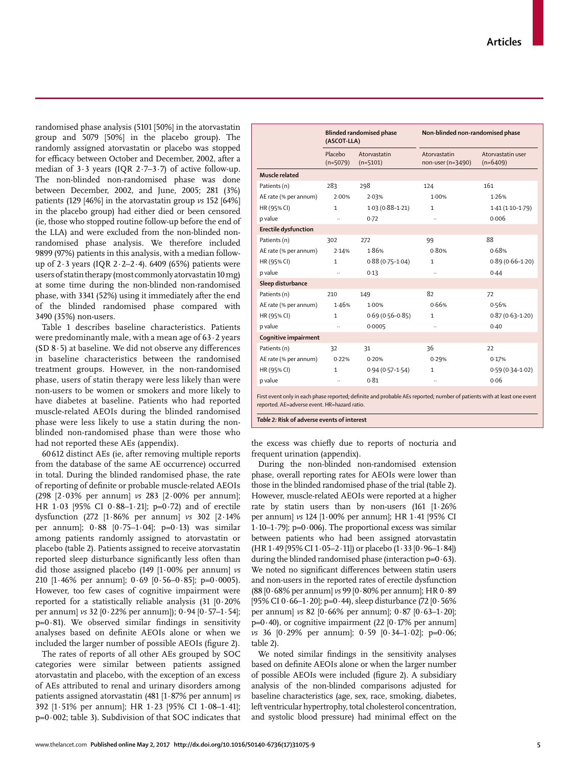randomised phase analysis (5101 [50%] in the atorvastatin group and 5079 [50%] in the placebo group). The randomly assigned atorvastatin or placebo was stopped for efficacy between October and December, 2002, after a median of 3·3 years (IQR 2·7–3·7) of active follow-up. The non-blinded non-randomised phase was done between December, 2002, and June, 2005; 281 (3%) patients (129 [46%] in the atorvastatin group *vs* 152 [64%] in the placebo group) had either died or been censored (ie, those who stopped routine follow-up before the end of the LLA) and were excluded from the non-blinded non-randomised phase analysis. We therefore included 9899 (97%) patients in this analysis, with a median follow-up of 2·3 years (IQR 2·2–2·4). 6409 (65%) patients were users of statin therapy (most commonly atorvastatin 10 mg) at some time during the non-blinded non-randomised phase, with 3341 (52%) using it immediately after the end of the blinded randomised phase compared with 3490 (35%) non-users.

Table 1 describes baseline characteristics. Patients were predominantly male, with a mean age of 63·2 years (SD 8·5) at baseline. We did not observe any differences in baseline characteristics between the randomised treatment groups. However, in the non-randomised phase, users of statin therapy were less likely than were non-users to be women or smokers and more likely to have diabetes at baseline. Patients who had reported muscle-related AEOIs during the blinded randomised phase were less likely to use a statin during the non-blinded non-randomised phase than were those who had not reported these AEs (appendix).

60 612 distinct AEs (ie, after removing multiple reports from the database of the same AE occurrence) occurred in total. During the blinded randomised phase, the rate of reporting of definite or probable muscle-related AEOIs (298 [2·03% per annum] *vs* 283 [2·00% per annum]; HR 1·03 [95% CI 0·88–1·21]; p=0·72) and of erectile dysfunction (272 [1·86% per annum] *vs* 302 [2·14% per annum]; 0·88 [0·75–1·04]; p=0·13) was similar among patients randomly assigned to atorvastatin or placebo (table 2). Patients assigned to receive atorvastatin reported sleep disturbance significantly less often than did those assigned placebo (149 [1·00% per annum] *vs* 210 [1·46% per annum]; 0·69 [0·56–0·85]; p=0·0005). However, too few cases of cognitive impairment were reported for a statistically reliable analysis (31 [0·20% per annum] *vs* 32 [0·22% per annum]); 0·94 [0·57–1·54]; p=0·81). We observed similar findings in sensitivity analyses based on definite AEOIs alone or when we included the larger number of possible AEOIs (figure 2).

The rates of reports of all other AEs grouped by SOC categories were similar between patients assigned atorvastatin and placebo, with the exception of an excess of AEs attributed to renal and urinary disorders among patients assigned atorvastatin (481 [1·87% per annum] *vs* 392 [1·51% per annum]; HR 1·23 [95% CI 1·08–1·41]; p=0·002; table 3). Subdivision of that SOC indicates that the excess was chiefly due to reports of nocturia and frequent urination (appendix).

| | Blinded randomised phase (ASCOT-LLA) | | Non-blinded non-randomised phase | |
|---|---|---|---|---|
| | Placebo (n=5079) | Atorvastatin (n=5101) | Atorvastatin non-user (n=3490) | Atorvastatin user (n=6409) |
| **Muscle related** | | | | |
| Patients (n) | 283 | 298 | 124 | 161 |
| AE rate (% per annum) | 2·00% | 2·03% | 1·00% | 1·26% |
| HR (95% CI) | 1 | 1·03 (0·88–1·21) | 1 | 1·41 (1·10–1·79) |
| p value | .. | 0·72 | .. | 0·006 |
| **Erectile dysfunction** | | | | |
| Patients (n) | 302 | 272 | 99 | 88 |
| AE rate (% per annum) | 2·14% | 1·86% | 0·80% | 0·68% |
| HR (95% CI) | 1 | 0·88 (0·75–1·04) | 1 | 0·89 (0·66–1·20) |
| p value | .. | 0·13 | .. | 0·44 |
| **Sleep disturbance** | | | | |
| Patients (n) | 210 | 149 | 82 | 72 |
| AE rate (% per annum) | 1·46% | 1·00% | 0·66% | 0·56% |
| HR (95% CI) | 1 | 0·69 (0·56–0·85) | 1 | 0·87 (0·63–1·20) |
| p value | .. | 0·0005 | .. | 0·40 |
| **Cognitive impairment** | | | | |
| Patients (n) | 32 | 31 | 36 | 22 |
| AE rate (% per annum) | 0·22% | 0·20% | 0·29% | 0·17% |
| HR (95% CI) | 1 | 0·94 (0·57–1·54) | 1 | 0·59 (0·34–1·02) |
| p value | .. | 0·81 | .. | 0·06 |

First event only in each phase reported; definite and probable AEs reported; number of patients with at least one event reported. AE=adverse event. HR=hazard ratio.

*Table 2:* **Risk of adverse events of interest**

During the non-blinded non-randomised extension phase, overall reporting rates for AEOIs were lower than those in the blinded randomised phase of the trial (table 2). However, muscle-related AEOIs were reported at a higher rate by statin users than by non-users (161 [1·26% per annum] *vs* 124 [1·00% per annum]; HR 1·41 [95% CI 1·10–1·79]; p=0·006). The proportional excess was similar between patients who had been assigned atorvastatin (HR 1·49 [95% CI 1·05–2·11]) or placebo (1·33 [0·96–1·84]) during the blinded randomised phase (interaction p=0·63). We noted no significant differences between statin users and non-users in the reported rates of erectile dysfunction (88 [0·68% per annum] *vs* 99 [0·80% per annum]; HR 0·89 [95% CI 0·66–1·20]; p=0·44), sleep disturbance (72 [0·56% per annum] *vs* 82 [0·66% per annum]; 0·87 [0·63–1·20]; p=0·40), or cognitive impairment (22 [0·17% per annum] *vs* 36 [0·29% per annum]; 0·59 [0·34–1·02]; p=0·06; table 2).

We noted similar findings in the sensitivity analyses based on definite AEOIs alone or when the larger number of possible AEOIs were included (figure 2). A subsidiary analysis of the non-blinded comparisons adjusted for baseline characteristics (age, sex, race, smoking, diabetes, left ventricular hypertrophy, total cholesterol concentration, and systolic blood pressure) had minimal effect on the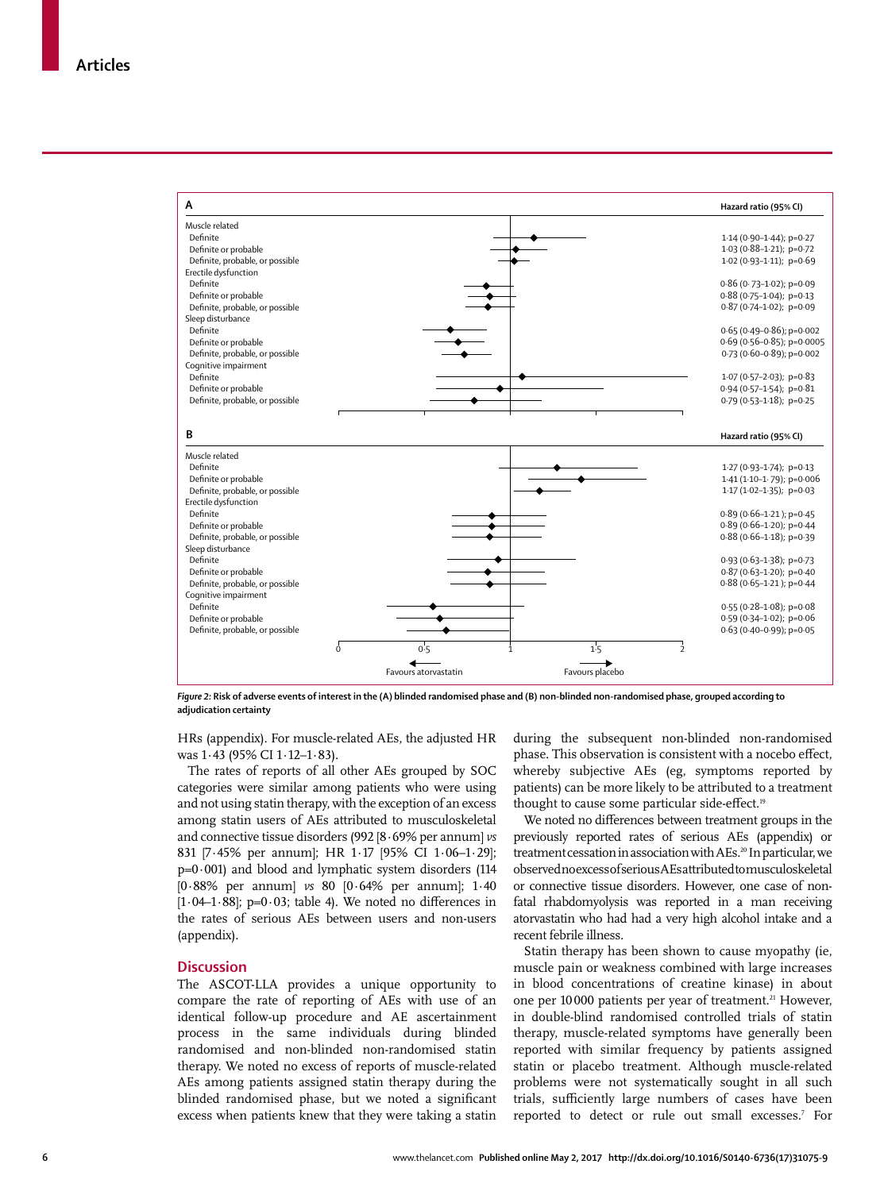**A**

| | Hazard ratio (95% CI) |
|---|---|
| **Muscle related** | |
| Definite | 1·14 (0·90–1·44); p=0·27 |
| Definite or probable | 1·03 (0·88–1·21); p=0·72 |
| Definite, probable, or possible | 1·02 (0·93–1·11); p=0·69 |
| **Erectile dysfunction** | |
| Definite | 0·86 (0·73–1·02); p=0·09 |
| Definite or probable | 0·88 (0·75–1·04); p=0·13 |
| Definite, probable, or possible | 0·87 (0·74–1·02); p=0·09 |
| **Sleep disturbance** | |
| Definite | 0·65 (0·49–0·86); p=0·002 |
| Definite or probable | 0·69 (0·56–0·85); p=0·0005 |
| Definite, probable, or possible | 0·73 (0·60–0·89); p=0·002 |
| **Cognitive impairment** | |
| Definite | 1·07 (0·57–2·03); p=0·83 |
| Definite or probable | 0·94 (0·57–1·54); p=0·81 |
| Definite, probable, or possible | 0·79 (0·53–1·18); p=0·25 |

**B**

| | Hazard ratio (95% CI) |
|---|---|
| **Muscle related** | |
| Definite | 1·27 (0·93–1·74); p=0·13 |
| Definite or probable | 1·41 (1·10–1·79); p=0·006 |
| Definite, probable, or possible | 1·17 (1·02–1·35); p=0·03 |
| **Erectile dysfunction** | |
| Definite | 0·89 (0·66–1·21); p=0·45 |
| Definite or probable | 0·89 (0·66–1·20); p=0·44 |
| Definite, probable, or possible | 0·88 (0·66–1·18); p=0·39 |
| **Sleep disturbance** | |
| Definite | 0·93 (0·63–1·38); p=0·73 |
| Definite or probable | 0·87 (0·63–1·20); p=0·40 |
| Definite, probable, or possible | 0·88 (0·65–1·21); p=0·44 |
| **Cognitive impairment** | |
| Definite | 0·55 (0·28–1·08); p=0·08 |
| Definite or probable | 0·59 (0·34–1·02); p=0·06 |
| Definite, probable, or possible | 0·63 (0·40–0·99); p=0·05 |

← Favours atorvastatin | Favours placebo →

***Figure 2:* Risk of adverse events of interest in the (A) blinded randomised phase and (B) non-blinded non-randomised phase, grouped according to adjudication certainty**

HRs (appendix). For muscle-related AEs, the adjusted HR was 1·43 (95% CI 1·12–1·83).

The rates of reports of all other AEs grouped by SOC categories were similar among patients who were using and not using statin therapy, with the exception of an excess among statin users of AEs attributed to musculoskeletal and connective tissue disorders (992 [8·69% per annum] *vs* 831 [7·45% per annum]; HR 1·17 [95% CI 1·06–1·29]; p=0·001) and blood and lymphatic system disorders (114 [0·88% per annum] *vs* 80 [0·64% per annum]; 1·40 [1·04–1·88]; p=0·03; table 4). We noted no differences in the rates of serious AEs between users and non-users (appendix).

## Discussion

The ASCOT-LLA provides a unique opportunity to compare the rate of reporting of AEs with use of an identical follow-up procedure and AE ascertainment process in the same individuals during blinded randomised and non-blinded non-randomised statin therapy. We noted no excess of reports of muscle-related AEs among patients assigned statin therapy during the blinded randomised phase, but we noted a significant excess when patients knew that they were taking a statin during the subsequent non-blinded non-randomised phase. This observation is consistent with a nocebo effect, whereby subjective AEs (eg, symptoms reported by patients) can be more likely to be attributed to a treatment thought to cause some particular side-effect.[19]

We noted no differences between treatment groups in the previously reported rates of serious AEs (appendix) or treatment cessation in association with AEs.[20] In particular, we observed no excess of serious AEs attributed to musculoskeletal or connective tissue disorders. However, one case of non-fatal rhabdomyolysis was reported in a man receiving atorvastatin who had had a very high alcohol intake and a recent febrile illness.

Statin therapy has been shown to cause myopathy (ie, muscle pain or weakness combined with large increases in blood concentrations of creatine kinase) in about one per 10 000 patients per year of treatment.[21] However, in double-blind randomised controlled trials of statin therapy, muscle-related symptoms have generally been reported with similar frequency by patients assigned statin or placebo treatment. Although muscle-related problems were not systematically sought in all such trials, sufficiently large numbers of cases have been reported to detect or rule out small excesses.[7] For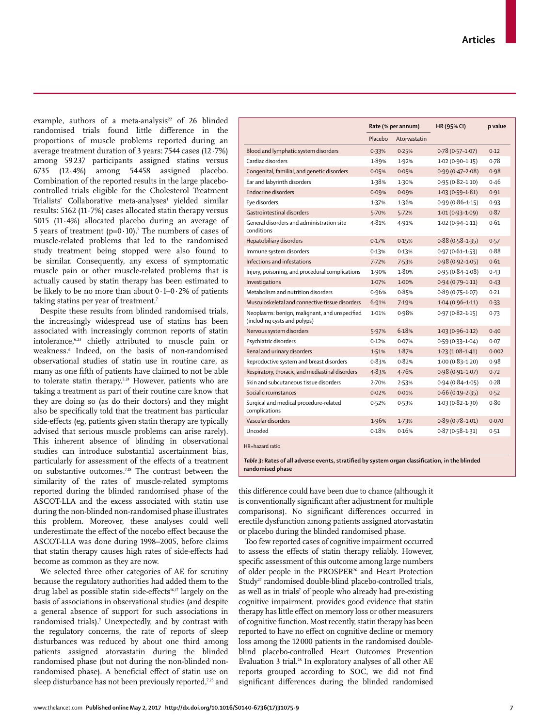example, authors of a meta-analysis[22] of 26 blinded randomised trials found little difference in the proportions of muscle problems reported during an average treatment duration of 3 years: 7544 cases (12·7%) among 59 237 participants assigned statins versus 6735 (12·4%) among 54 458 assigned placebo. Combination of the reported results in the large placebo-controlled trials eligible for the Cholesterol Treatment Trialists' Collaborative meta-analyses[1] yielded similar results: 5162 (11·7%) cases allocated statin therapy versus 5015 (11·4%) allocated placebo during an average of 5 years of treatment (p=0·10).[7] The numbers of cases of muscle-related problems that led to the randomised study treatment being stopped were also found to be similar. Consequently, any excess of symptomatic muscle pain or other muscle-related problems that is actually caused by statin therapy has been estimated to be likely to be no more than about 0·1–0·2% of patients taking statins per year of treatment.[7]

Despite these results from blinded randomised trials, the increasingly widespread use of statins has been associated with increasingly common reports of statin intolerance,[6,23] chiefly attributed to muscle pain or weakness.[6] Indeed, on the basis of non-randomised observational studies of statin use in routine care, as many as one fifth of patients have claimed to not be able to tolerate statin therapy.[5,24] However, patients who are taking a treatment as part of their routine care know that they are doing so (as do their doctors) and they might also be specifically told that the treatment has particular side-effects (eg, patients given statin therapy are typically advised that serious muscle problems can arise rarely). This inherent absence of blinding in observational studies can introduce substantial ascertainment bias, particularly for assessment of the effects of a treatment on substantive outcomes.[7,18] The contrast between the similarity of the rates of muscle-related symptoms reported during the blinded randomised phase of the ASCOT-LLA and the excess associated with statin use during the non-blinded non-randomised phase illustrates this problem. Moreover, these analyses could well underestimate the effect of the nocebo effect because the ASCOT-LLA was done during 1998–2005, before claims that statin therapy causes high rates of side-effects had become as common as they are now.

We selected three other categories of AE for scrutiny because the regulatory authorities had added them to the drug label as possible statin side-effects[16,17] largely on the basis of associations in observational studies (and despite a general absence of support for such associations in randomised trials).[7] Unexpectedly, and by contrast with the regulatory concerns, the rate of reports of sleep disturbances was reduced by about one third among patients assigned atorvastatin during the blinded randomised phase (but not during the non-blinded non-randomised phase). A beneficial effect of statin use on sleep disturbance has not been previously reported,[7,25] and

| | Rate (% per annum) | | HR (95% CI) | p value |
|---|---|---|---|---|
| | Placebo | Atorvastatin | | |
| Blood and lymphatic system disorders | 0·33% | 0·25% | 0·78 (0·57–1·07) | 0·12 |
| Cardiac disorders | 1·89% | 1·92% | 1·02 (0·90–1·15) | 0·78 |
| Congenital, familial, and genetic disorders | 0·05% | 0·05% | 0·99 (0·47–2·08) | 0·98 |
| Ear and labyrinth disorders | 1·38% | 1·30% | 0·95 (0·82–1·10) | 0·46 |
| Endocrine disorders | 0·09% | 0·09% | 1·03 (0·59–1·81) | 0·91 |
| Eye disorders | 1·37% | 1·36% | 0·99 (0·86–1·15) | 0·93 |
| Gastrointestinal disorders | 5·70% | 5·72% | 1·01 (0·93–1·09) | 0·87 |
| General disorders and administration site conditions | 4·81% | 4·91% | 1·02 (0·94–1·11) | 0·61 |
| Hepatobiliary disorders | 0·17% | 0·15% | 0·88 (0·58–1·35) | 0·57 |
| Immune system disorders | 0·13% | 0·13% | 0·97 (0·61–1·53) | 0·88 |
| Infections and infestations | 7·72% | 7·53% | 0·98 (0·92–1·05) | 0·61 |
| Injury, poisoning, and procedural complications | 1·90% | 1·80% | 0·95 (0·84–1·08) | 0·43 |
| Investigations | 1·07% | 1·00% | 0·94 (0·79–1·11) | 0·43 |
| Metabolism and nutrition disorders | 0·96% | 0·85% | 0·89 (0·75–1·07) | 0·21 |
| Musculoskeletal and connective tissue disorders | 6·91% | 7·19% | 1·04 (0·96–1·11) | 0·33 |
| Neoplasms: benign, malignant, and unspecified (including cysts and polyps) | 1·01% | 0·98% | 0·97 (0·82–1·15) | 0·73 |
| Nervous system disorders | 5·97% | 6·18% | 1·03 (0·96–1·12) | 0·40 |
| Psychiatric disorders | 0·12% | 0·07% | 0·59 (0·33–1·04) | 0·07 |
| Renal and urinary disorders | 1·51% | 1·87% | 1·23 (1·08–1·41) | 0·002 |
| Reproductive system and breast disorders | 0·83% | 0·82% | 1·00 (0·83–1·20) | 0·98 |
| Respiratory, thoracic, and mediastinal disorders | 4·83% | 4·76% | 0·98 (0·91–1·07) | 0·72 |
| Skin and subcutaneous tissue disorders | 2·70% | 2·53% | 0·94 (0·84–1·05) | 0·28 |
| Social circumstances | 0·02% | 0·01% | 0·66 (0·19–2·35) | 0·52 |
| Surgical and medical procedure-related complications | 0·52% | 0·53% | 1·03 (0·82–1·30) | 0·80 |
| Vascular disorders | 1·96% | 1·73% | 0·89 (0·78–1·01) | 0·070 |
| Uncoded | 0·18% | 0·16% | 0·87 (0·58–1·31) | 0·51 |

HR=hazard ratio.

***Table 3:*** **Rates of all adverse events, stratified by system organ classification, in the blinded randomised phase**

this difference could have been due to chance (although it is conventionally significant after adjustment for multiple comparisons). No significant differences occurred in erectile dysfunction among patients assigned atorvastatin or placebo during the blinded randomised phase.

Too few reported cases of cognitive impairment occurred to assess the effects of statin therapy reliably. However, specific assessment of this outcome among large numbers of older people in the PROSPER[26] and Heart Protection Study[27] randomised double-blind placebo-controlled trials, as well as in trials[7] of people who already had pre-existing cognitive impairment, provides good evidence that statin therapy has little effect on memory loss or other measurers of cognitive function. Most recently, statin therapy has been reported to have no effect on cognitive decline or memory loss among the 12 000 patients in the randomised double-blind placebo-controlled Heart Outcomes Prevention Evaluation 3 trial.[28] In exploratory analyses of all other AE reports grouped according to SOC, we did not find significant differences during the blinded randomised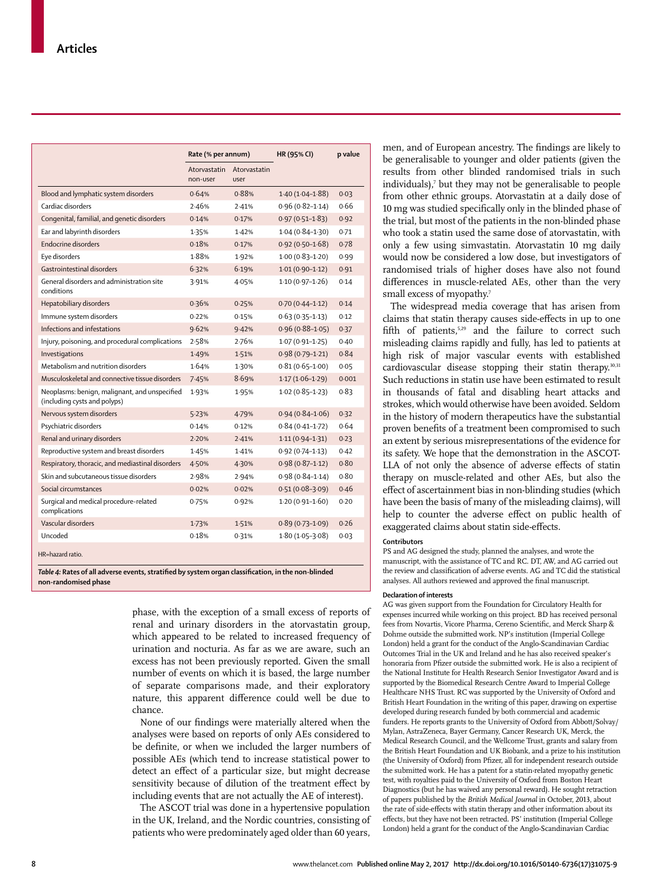| | Rate (% per annum) | | HR (95% CI) | p value |
|---|---|---|---|---|
| | Atorvastatin non-user | Atorvastatin user | | |
| Blood and lymphatic system disorders | 0·64% | 0·88% | 1·40 (1·04–1·88) | 0·03 |
| Cardiac disorders | 2·46% | 2·41% | 0·96 (0·82–1·14) | 0·66 |
| Congenital, familial, and genetic disorders | 0·14% | 0·17% | 0·97 (0·51–1·83) | 0·92 |
| Ear and labyrinth disorders | 1·35% | 1·42% | 1·04 (0·84–1·30) | 0·71 |
| Endocrine disorders | 0·18% | 0·17% | 0·92 (0·50–1·68) | 0·78 |
| Eye disorders | 1·88% | 1·92% | 1·00 (0·83–1·20) | 0·99 |
| Gastrointestinal disorders | 6·32% | 6·19% | 1·01 (0·90–1·12) | 0·91 |
| General disorders and administration site conditions | 3·91% | 4·05% | 1·10 (0·97–1·26) | 0·14 |
| Hepatobiliary disorders | 0·36% | 0·25% | 0·70 (0·44–1·12) | 0·14 |
| Immune system disorders | 0·22% | 0·15% | 0·63 (0·35–1·13) | 0·12 |
| Infections and infestations | 9·62% | 9·42% | 0·96 (0·88–1·05) | 0·37 |
| Injury, poisoning, and procedural complications | 2·58% | 2·76% | 1·07 (0·91–1·25) | 0·40 |
| Investigations | 1·49% | 1·51% | 0·98 (0·79–1·21) | 0·84 |
| Metabolism and nutrition disorders | 1·64% | 1·30% | 0·81 (0·65–1·00) | 0·05 |
| Musculoskeletal and connective tissue disorders | 7·45% | 8·69% | 1·17 (1·06–1·29) | 0·001 |
| Neoplasms: benign, malignant, and unspecified (including cysts and polyps) | 1·93% | 1·95% | 1·02 (0·85–1·23) | 0·83 |
| Nervous system disorders | 5·23% | 4·79% | 0·94 (0·84–1·06) | 0·32 |
| Psychiatric disorders | 0·14% | 0·12% | 0·84 (0·41–1·72) | 0·64 |
| Renal and urinary disorders | 2·20% | 2·41% | 1·11 (0·94–1·31) | 0·23 |
| Reproductive system and breast disorders | 1·45% | 1·41% | 0·92 (0·74–1·13) | 0·42 |
| Respiratory, thoracic, and mediastinal disorders | 4·50% | 4·30% | 0·98 (0·87–1·12) | 0·80 |
| Skin and subcutaneous tissue disorders | 2·98% | 2·94% | 0·98 (0·84–1·14) | 0·80 |
| Social circumstances | 0·02% | 0·02% | 0·51 (0·08–3·09) | 0·46 |
| Surgical and medical procedure-related complications | 0·75% | 0·92% | 1·20 (0·91–1·60) | 0·20 |
| Vascular disorders | 1·73% | 1·51% | 0·89 (0·73–1·09) | 0·26 |
| Uncoded | 0·18% | 0·31% | 1·80 (1·05–3·08) | 0·03 |

HR=hazard ratio.

***Table 4:* Rates of all adverse events, stratified by system organ classification, in the non-blinded non-randomised phase**

phase, with the exception of a small excess of reports of renal and urinary disorders in the atorvastatin group, which appeared to be related to increased frequency of urination and nocturia. As far as we are aware, such an excess has not been previously reported. Given the small number of events on which it is based, the large number of separate comparisons made, and their exploratory nature, this apparent difference could well be due to chance.

None of our findings were materially altered when the analyses were based on reports of only AEs considered to be definite, or when we included the larger numbers of possible AEs (which tend to increase statistical power to detect an effect of a particular size, but might decrease sensitivity because of dilution of the treatment effect by including events that are not actually the AE of interest).

The ASCOT trial was done in a hypertensive population in the UK, Ireland, and the Nordic countries, consisting of patients who were predominately aged older than 60 years, men, and of European ancestry. The findings are likely to be generalisable to younger and older patients (given the results from other blinded randomised trials in such individuals),[7] but they may not be generalisable to people from other ethnic groups. Atorvastatin at a daily dose of 10 mg was studied specifically only in the blinded phase of the trial, but most of the patients in the non-blinded phase who took a statin used the same dose of atorvastatin, with only a few using simvastatin. Atorvastatin 10 mg daily would now be considered a low dose, but investigators of randomised trials of higher doses have also not found differences in muscle-related AEs, other than the very small excess of myopathy.[7]

The widespread media coverage that has arisen from claims that statin therapy causes side-effects in up to one fifth of patients,[5,29] and the failure to correct such misleading claims rapidly and fully, has led to patients at high risk of major vascular events with established cardiovascular disease stopping their statin therapy.[30,31] Such reductions in statin use have been estimated to result in thousands of fatal and disabling heart attacks and strokes, which would otherwise have been avoided. Seldom in the history of modern therapeutics have the substantial proven benefits of a treatment been compromised to such an extent by serious misrepresentations of the evidence for its safety. We hope that the demonstration in the ASCOT-LLA of not only the absence of adverse effects of statin therapy on muscle-related and other AEs, but also the effect of ascertainment bias in non-blinding studies (which have been the basis of many of the misleading claims), will help to counter the adverse effect on public health of exaggerated claims about statin side-effects.

#### Contributors

PS and AG designed the study, planned the analyses, and wrote the manuscript, with the assistance of TC and RC. DT, AW, and AG carried out the review and classification of adverse events. AG and TC did the statistical analyses. All authors reviewed and approved the final manuscript.

#### Declaration of interests

AG was given support from the Foundation for Circulatory Health for expenses incurred while working on this project. BD has received personal fees from Novartis, Vicore Pharma, Cereno Scientific, and Merck Sharp & Dohme outside the submitted work. NP's institution (Imperial College London) held a grant for the conduct of the Anglo-Scandinavian Cardiac Outcomes Trial in the UK and Ireland and he has also received speaker's honoraria from Pfizer outside the submitted work. He is also a recipient of the National Institute for Health Research Senior Investigator Award and is supported by the Biomedical Research Centre Award to Imperial College Healthcare NHS Trust. RC was supported by the University of Oxford and British Heart Foundation in the writing of this paper, drawing on expertise developed during research funded by both commercial and academic funders. He reports grants to the University of Oxford from Abbott/Solvay/Mylan, AstraZeneca, Bayer Germany, Cancer Research UK, Merck, the Medical Research Council, and the Wellcome Trust, grants and salary from the British Heart Foundation and UK Biobank, and a prize to his institution (the University of Oxford) from Pfizer, all for independent research outside the submitted work. He has a patent for a statin-related myopathy genetic test, with royalties paid to the University of Oxford from Boston Heart Diagnostics (but he has waived any personal reward). He sought retraction of papers published by the *British Medical Journal* in October, 2013, about the rate of side-effects with statin therapy and other information about its effects, but they have not been retracted. PS' institution (Imperial College London) held a grant for the conduct of the Anglo-Scandinavian Cardiac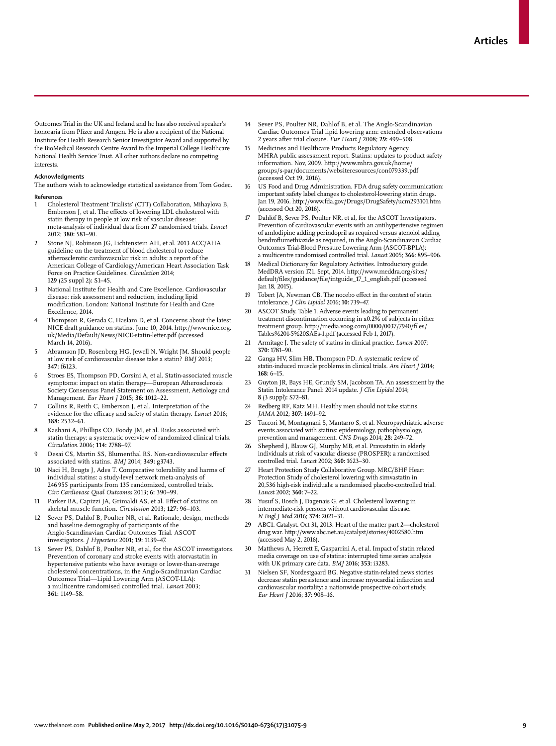Outcomes Trial in the UK and Ireland and he has also received speaker's honoraria from Pfizer and Amgen. He is also a recipient of the National Institute for Health Research Senior Investigator Award and supported by the BioMedical Research Centre Award to the Imperial College Healthcare National Health Service Trust. All other authors declare no competing interests.

#### Acknowledgments

The authors wish to acknowledge statistical assistance from Tom Godec.

#### References

1. Cholesterol Treatment Trialists' (CTT) Collaboration, Mihaylova B, Emberson J, et al. The effects of lowering LDL cholesterol with statin therapy in people at low risk of vascular disease: meta-analysis of individual data from 27 randomised trials. *Lancet* 2012; **380:** 581–90.
2. Stone NJ, Robinson JG, Lichtenstein AH, et al. 2013 ACC/AHA guideline on the treatment of blood cholesterol to reduce atherosclerotic cardiovascular risk in adults: a report of the American College of Cardiology/American Heart Association Task Force on Practice Guidelines. *Circulation* 2014; **129** (25 suppl 2): S1–45.
3. National Institute for Health and Care Excellence. Cardiovascular disease: risk assessment and reduction, including lipid modification. London: National Institute for Health and Care Excellence, 2014.
4. Thompson R, Gerada C, Haslam D, et al. Concerns about the latest NICE draft guidance on statins. June 10, 2014. http://www.nice.org.uk/Media/Default/News/NICE-statin-letter.pdf (accessed March 14, 2016).
5. Abramson JD, Rosenberg HG, Jewell N, Wright JM. Should people at low risk of cardiovascular disease take a statin? *BMJ* 2013; **347:** f6123.
6. Stroes ES, Thompson PD, Corsini A, et al. Statin-associated muscle symptoms: impact on statin therapy—European Atherosclerosis Society Consensus Panel Statement on Assessment, Aetiology and Management. *Eur Heart J* 2015; **36:** 1012–22.
7. Collins R, Reith C, Emberson J, et al. Interpretation of the evidence for the efficacy and safety of statin therapy. *Lancet* 2016; **388:** 2532–61.
8. Kashani A, Phillips CO, Foody JM, et al. Risks associated with statin therapy: a systematic overview of randomized clinical trials. *Circulation* 2006; **114:** 2788–97.
9. Desai CS, Martin SS, Blumenthal RS. Non-cardiovascular effects associated with statins. *BMJ* 2014; **349:** g3743.
10. Naci H, Brugts J, Ades T. Comparative tolerability and harms of individual statins: a study-level network meta-analysis of 246 955 participants from 135 randomized, controlled trials. *Circ Cardiovasc Qual Outcomes* 2013; **6:** 390–99.
11. Parker BA, Capizzi JA, Grimaldi AS, et al. Effect of statins on skeletal muscle function. *Circulation* 2013; **127:** 96–103.
12. Sever PS, Dahlof B, Poulter NR, et al. Rationale, design, methods and baseline demography of participants of the Anglo-Scandinavian Cardiac Outcomes Trial. ASCOT investigators. *J Hypertens* 2001; **19:** 1139–47.
13. Sever PS, Dahlof B, Poulter NR, et al, for the ASCOT investigators. Prevention of coronary and stroke events with atorvastatin in hypertensive patients who have average or lower-than-average cholesterol concentrations, in the Anglo-Scandinavian Cardiac Outcomes Trial—Lipid Lowering Arm (ASCOT-LLA): a multicentre randomised controlled trial. *Lancet* 2003; **361:** 1149–58.
14. Sever PS, Poulter NR, Dahlof B, et al. The Anglo-Scandinavian Cardiac Outcomes Trial lipid lowering arm: extended observations 2 years after trial closure. *Eur Heart J* 2008; **29:** 499–508.
15. Medicines and Healthcare Products Regulatory Agency. MHRA public assessment report. Statins: updates to product safety information. Nov, 2009. http://www.mhra.gov.uk/home/groups/s-par/documents/websiteresources/con079339.pdf (accessed Oct 19, 2016).
16. US Food and Drug Administration. FDA drug safety communication: important safety label changes to cholesterol-lowering statin drugs. Jan 19, 2016. http://www.fda.gov/Drugs/DrugSafety/ucm293101.htm (accessed Oct 20, 2016).
17. Dahlöf B, Sever PS, Poulter NR, et al, for the ASCOT Investigators. Prevention of cardiovascular events with an antihypertensive regimen of amlodipine adding perindopril as required versus atenolol adding bendroflumethiazide as required, in the Anglo-Scandinavian Cardiac Outcomes Trial-Blood Pressure Lowering Arm (ASCOT-BPLA): a multicentre randomised controlled trial. *Lancet* 2005; **366:** 895–906.
18. Medical Dictionary for Regulatory Activities. Introductory guide. MedDRA version 17.1. Sept, 2014. http://www.meddra.org/sites/default/files/guidance/file/intguide_17_1_english.pdf (accessed Jan 18, 2015).
19. Tobert JA, Newman CB. The nocebo effect in the context of statin intolerance. *J Clin Lipidol* 2016; **10:** 739–47.
20. ASCOT Study. Table 1. Adverse events leading to permanent treatment discontinuation occurring in ≥0.2% of subjects in either treatment group. http://media.voog.com/0000/0037/7940/files/Tables%201-5%20SAEs-1.pdf (accessed Feb 1, 2017).
21. Armitage J. The safety of statins in clinical practice. *Lancet* 2007; **370:** 1781–90.
22. Ganga HV, Slim HB, Thompson PD. A systematic review of statin-induced muscle problems in clinical trials. *Am Heart J* 2014; **168:** 6–15.
23. Guyton JR, Bays HE, Grundy SM, Jacobson TA. An assessment by the Statin Intolerance Panel: 2014 update. *J Clin Lipidol* 2014; **8** (3 suppl): S72–81.
24. Redberg RF, Katz MH. Healthy men should not take statins. *JAMA* 2012; **307:** 1491–92.
25. Tuccori M, Montagnani S, Mantarro S, et al. Neuropsychiatric adverse events associated with statins: epidemiology, pathophysiology, prevention and management. *CNS Drugs* 2014; **28:** 249–72.
26. Shepherd J, Blauw GJ, Murphy MB, et al. Pravastatin in elderly individuals at risk of vascular disease (PROSPER): a randomised controlled trial. *Lancet* 2002; **360:** 1623–30.
27. Heart Protection Study Collaborative Group. MRC/BHF Heart Protection Study of cholesterol lowering with simvastatin in 20,536 high-risk individuals: a randomised placebo-controlled trial. *Lancet* 2002; **360:** 7–22.
28. Yusuf S, Bosch J, Dagenais G, et al. Cholesterol lowering in intermediate-risk persons without cardiovascular disease. *N Engl J Med* 2016; **374:** 2021–31.
29. ABC1. Catalyst. Oct 31, 2013. Heart of the matter part 2—cholesterol drug war. http://www.abc.net.au/catalyst/stories/4002580.htm (accessed May 2, 2016).
30. Matthews A, Herrett E, Gasparrini A, et al. Impact of statin related media coverage on use of statins: interrupted time series analysis with UK primary care data. *BMJ* 2016; **353:** i3283.
31. Nielsen SF, Nordestgaard BG. Negative statin-related news stories decrease statin persistence and increase myocardial infarction and cardiovascular mortality: a nationwide prospective cohort study. *Eur Heart J* 2016; **37:** 908–16.